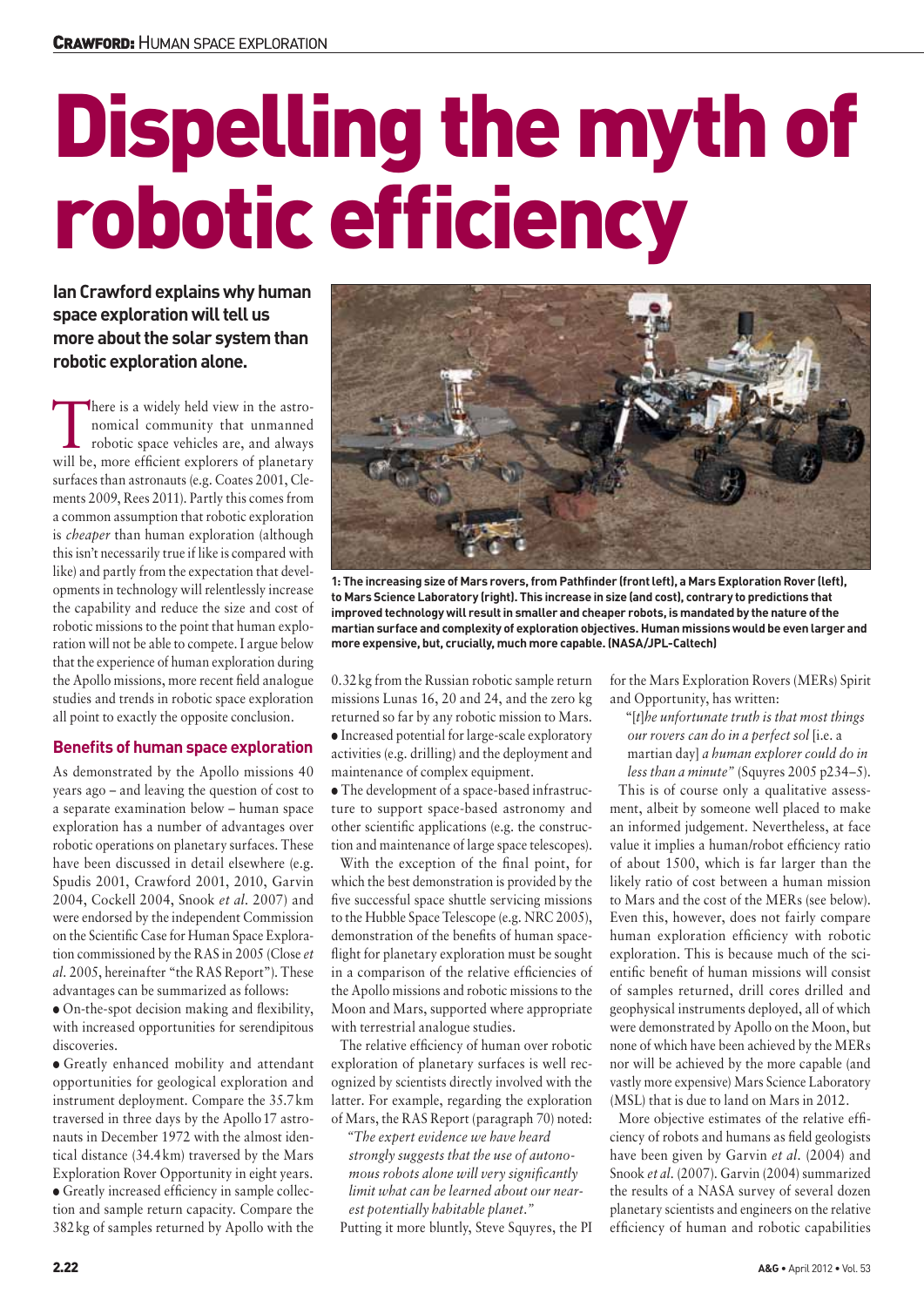# Dispelling the myth of robotic efficiency

**Ian Crawford explains why human space exploration will tell us more about the solar system than robotic exploration alone.**

There is a widely held view in the astronomical community that unmanned robotic space vehicles are, and always will be, more efficient explorers of planetary surfaces than astronauts (e.g. Coates 2001, Clements 2009, Rees 2011). Partly this comes from a common assumption that robotic exploration is *cheaper* than human exploration (although this isn't necessarily true if like is compared with like) and partly from the expectation that developments in technology will relentlessly increase the capability and reduce the size and cost of robotic missions to the point that human exploration will not be able to compete. I argue below that the experience of human exploration during the Apollo missions, more recent field analogue studies and trends in robotic space exploration all point to exactly the opposite conclusion.

1: The increasing size of Mars rovers, from Pathfinder (front left), a Mars Exploration Rover (left), to Mars Science Laboratory (right). This increase in size (and cost), contrary to predictions that improved technology will result in smaller and cheaper robots, is mandated by the nature of the martian surface and complexity of exploration objectives. Human missions would be even larger and more expensive, but, crucially, much more capable. (NASA/JPL-Caltech)

## Benefits of human space exploration

As demonstrated by the Apollo missions 40 years ago – and leaving the question of cost to a separate examination below – human space exploration has a number of advantages over robotic operations on planetary surfaces. These have been discussed in detail elsewhere (e.g. Spudis 2001, Crawford 2001, 2010, Garvin 2004, Cockell 2004, Snook *et al.* 2007) and were endorsed by the independent Commission on the Scientific Case for Human Space Exploration commissioned by the RAS in 2005 (Close *et al.* 2005, hereinafter "the RAS Report"). These advantages can be summarized as follows:

- On-the-spot decision making and flexibility, with increased opportunities for serendipitous discoveries.
- Greatly enhanced mobility and attendant opportunities for geological exploration and instrument deployment. Compare the 35.7 km traversed in three days by the Apollo 17 astronauts in December 1972 with the almost identical distance (34.4 km) traversed by the Mars Exploration Rover Opportunity in eight years.
- Greatly increased efficiency in sample collection and sample return capacity. Compare the 382 kg of samples returned by Apollo with the 0.32 kg from the Russian robotic sample return missions Lunas 16, 20 and 24, and the zero kg returned so far by any robotic mission to Mars.
- Increased potential for large-scale exploratory activities (e.g. drilling) and the deployment and maintenance of complex equipment.
- The development of a space-based infrastructure to support space-based astronomy and other scientific applications (e.g. the construction and maintenance of large space telescopes).

With the exception of the final point, for which the best demonstration is provided by the five successful space shuttle servicing missions to the Hubble Space Telescope (e.g. NRC 2005), demonstration of the benefits of human spaceflight for planetary exploration must be sought in a comparison of the relative efficiencies of the Apollo missions and robotic missions to the Moon and Mars, supported where appropriate with terrestrial analogue studies.

The relative efficiency of human over robotic exploration of planetary surfaces is well recognized by scientists directly involved with the latter. For example, regarding the exploration of Mars, the RAS Report (paragraph 70) noted:

> *"The expert evidence we have heard strongly suggests that the use of autonomous robots alone will very significantly limit what can be learned about our nearest potentially habitable planet."*

Putting it more bluntly, Steve Squyres, the PI for the Mars Exploration Rovers (MERs) Spirit and Opportunity, has written:

> "[*t*]*he unfortunate truth is that most things our rovers can do in a perfect sol* [i.e. a martian day] *a human explorer could do in less than a minute"* (Squyres 2005 p234–5).

This is of course only a qualitative assessment, albeit by someone well placed to make an informed judgement. Nevertheless, at face value it implies a human/robot efficiency ratio of about 1500, which is far larger than the likely ratio of cost between a human mission to Mars and the cost of the MERs (see below). Even this, however, does not fairly compare human exploration efficiency with robotic exploration. This is because much of the scientific benefit of human missions will consist of samples returned, drill cores drilled and geophysical instruments deployed, all of which were demonstrated by Apollo on the Moon, but none of which have been achieved by the MERs nor will be achieved by the more capable (and vastly more expensive) Mars Science Laboratory (MSL) that is due to land on Mars in 2012.

More objective estimates of the relative efficiency of robots and humans as field geologists have been given by Garvin *et al.* (2004) and Snook *et al.* (2007). Garvin (2004) summarized the results of a NASA survey of several dozen planetary scientists and engineers on the relative efficiency of human and robotic capabilities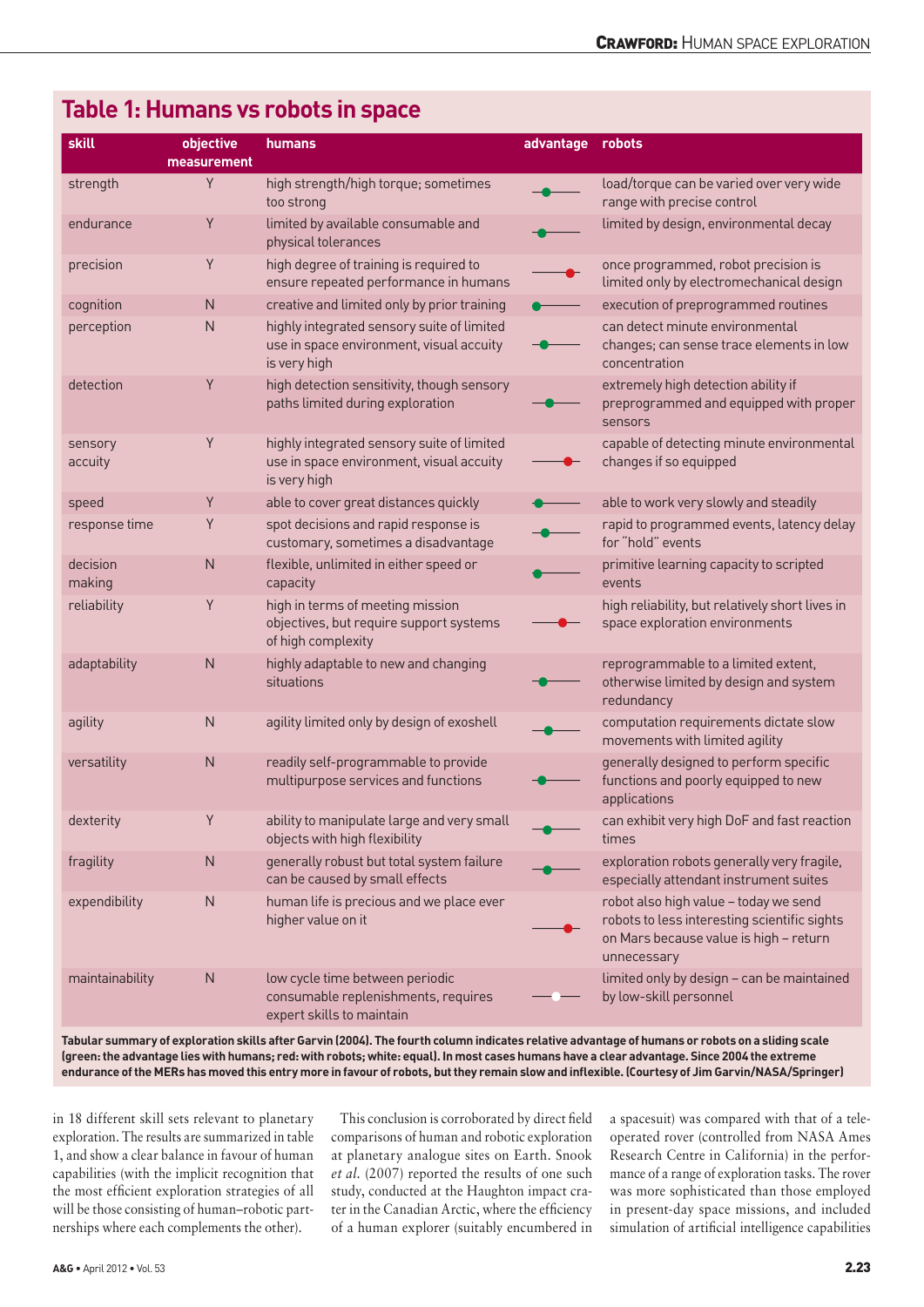## Table 1: Humans vs robots in space

| skill | objective measurement | humans | advantage | robots |
|---|---|---|---|---|
| strength | Y | high strength/high torque; sometimes too strong | green (humans) | load/torque can be varied over very wide range with precise control |
| endurance | Y | limited by available consumable and physical tolerances | green (humans) | limited by design, environmental decay |
| precision | Y | high degree of training is required to ensure repeated performance in humans | red (robots) | once programmed, robot precision is limited only by electromechanical design |
| cognition | N | creative and limited only by prior training | green (humans) | execution of preprogrammed routines |
| perception | N | highly integrated sensory suite of limited use in space environment, visual accuity is very high | green (humans) | can detect minute environmental changes; can sense trace elements in low concentration |
| detection | Y | high detection sensitivity, though sensory paths limited during exploration | green (humans) | extremely high detection ability if preprogrammed and equipped with proper sensors |
| sensory accuity | Y | highly integrated sensory suite of limited use in space environment, visual accuity is very high | red (robots) | capable of detecting minute environmental changes if so equipped |
| speed | Y | able to cover great distances quickly | green (humans) | able to work very slowly and steadily |
| response time | Y | spot decisions and rapid response is customary, sometimes a disadvantage | green (humans) | rapid to programmed events, latency delay for "hold" events |
| decision making | N | flexible, unlimited in either speed or capacity | green (humans) | primitive learning capacity to scripted events |
| reliability | Y | high in terms of meeting mission objectives, but require support systems of high complexity | red (robots) | high reliability, but relatively short lives in space exploration environments |
| adaptability | N | highly adaptable to new and changing situations | green (humans) | reprogrammable to a limited extent, otherwise limited by design and system redundancy |
| agility | N | agility limited only by design of exoshell | green (humans) | computation requirements dictate slow movements with limited agility |
| versatility | N | readily self-programmable to provide multipurpose services and functions | green (humans) | generally designed to perform specific functions and poorly equipped to new applications |
| dexterity | Y | ability to manipulate large and very small objects with high flexibility | green (humans) | can exhibit very high DoF and fast reaction times |
| fragility | N | generally robust but total system failure can be caused by small effects | green (humans) | exploration robots generally very fragile, especially attendant instrument suites |
| expendibility | N | human life is precious and we place ever higher value on it | red (robots) | robot also high value – today we send robots to less interesting scientific sights on Mars because value is high – return unnecessary |
| maintainability | N | low cycle time between periodic consumable replenishments, requires expert skills to maintain | white (equal) | limited only by design – can be maintained by low-skill personnel |

**Tabular summary of exploration skills after Garvin (2004). The fourth column indicates relative advantage of humans or robots on a sliding scale (green: the advantage lies with humans; red: with robots; white: equal). In most cases humans have a clear advantage. Since 2004 the extreme endurance of the MERs has moved this entry more in favour of robots, but they remain slow and inflexible. (Courtesy of Jim Garvin/NASA/Springer)**

in 18 different skill sets relevant to planetary exploration. The results are summarized in table 1, and show a clear balance in favour of human capabilities (with the implicit recognition that the most efficient exploration strategies of all will be those consisting of human–robotic partnerships where each complements the other).

This conclusion is corroborated by direct field comparisons of human and robotic exploration at planetary analogue sites on Earth. Snook *et al.* (2007) reported the results of one such study, conducted at the Haughton impact crater in the Canadian Arctic, where the efficiency of a human explorer (suitably encumbered in a spacesuit) was compared with that of a tele-operated rover (controlled from NASA Ames Research Centre in California) in the performance of a range of exploration tasks. The rover was more sophisticated than those employed in present-day space missions, and included simulation of artificial intelligence capabilities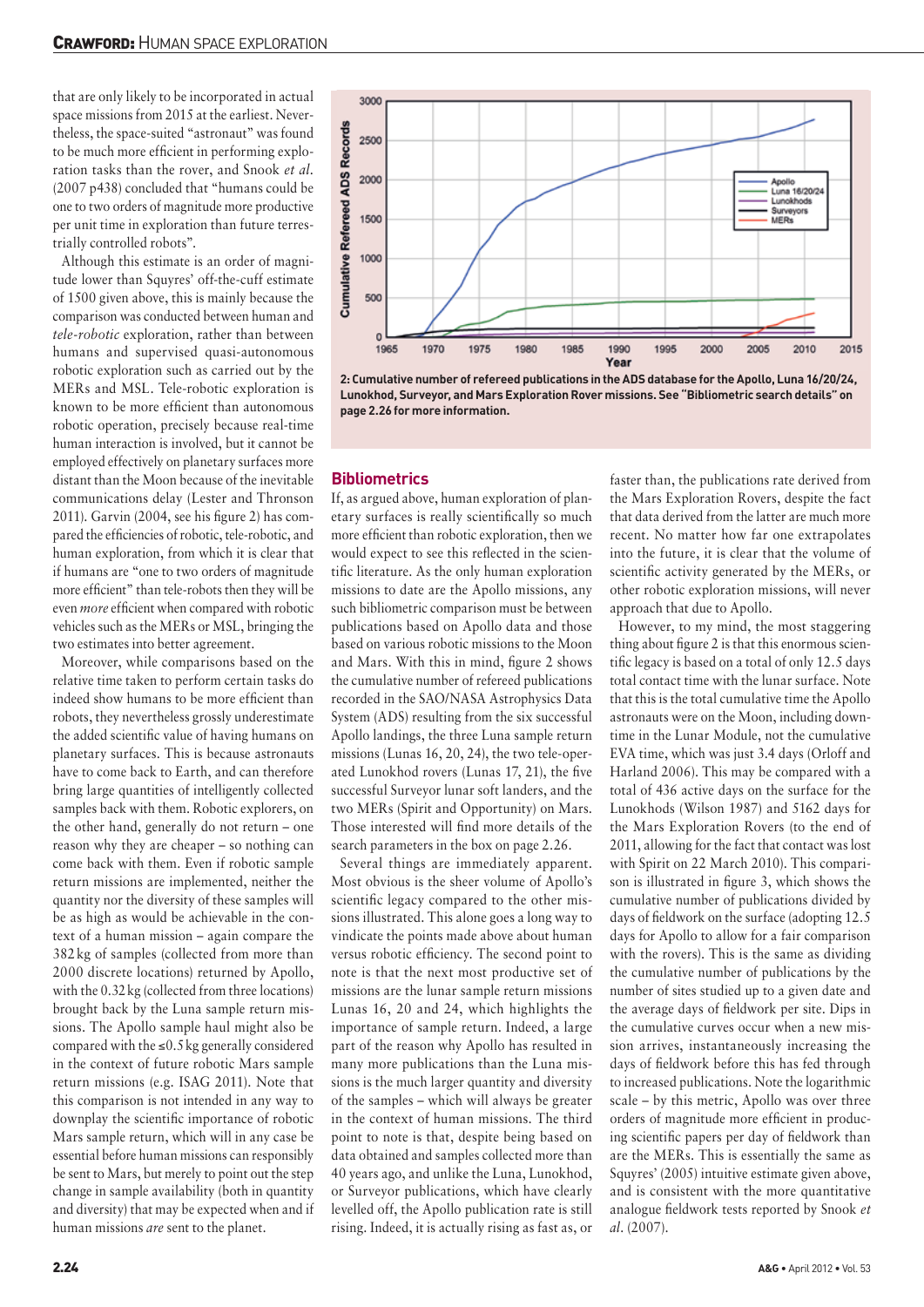that are only likely to be incorporated in actual space missions from 2015 at the earliest. Nevertheless, the space-suited "astronaut" was found to be much more efficient in performing exploration tasks than the rover, and Snook *et al.* (2007 p438) concluded that "humans could be one to two orders of magnitude more productive per unit time in exploration than future terrestrially controlled robots".

Although this estimate is an order of magnitude lower than Squyres' off-the-cuff estimate of 1500 given above, this is mainly because the comparison was conducted between human and *tele-robotic* exploration, rather than between humans and supervised quasi-autonomous robotic exploration such as carried out by the MERs and MSL. Tele-robotic exploration is known to be more efficient than autonomous robotic operation, precisely because real-time human interaction is involved, but it cannot be employed effectively on planetary surfaces more distant than the Moon because of the inevitable communications delay (Lester and Thronson 2011). Garvin (2004, see his figure 2) has compared the efficiencies of robotic, tele-robotic, and human exploration, from which it is clear that if humans are "one to two orders of magnitude more efficient" than tele-robots then they will be even *more* efficient when compared with robotic vehicles such as the MERs or MSL, bringing the two estimates into better agreement.

Moreover, while comparisons based on the relative time taken to perform certain tasks do indeed show humans to be more efficient than robots, they nevertheless grossly underestimate the added scientific value of having humans on planetary surfaces. This is because astronauts have to come back to Earth, and can therefore bring large quantities of intelligently collected samples back with them. Robotic explorers, on the other hand, generally do not return – one reason why they are cheaper – so nothing can come back with them. Even if robotic sample return missions are implemented, neither the quantity nor the diversity of these samples will be as high as would be achievable in the context of a human mission – again compare the 382 kg of samples (collected from more than 2000 discrete locations) returned by Apollo, with the 0.32 kg (collected from three locations) brought back by the Luna sample return missions. The Apollo sample haul might also be compared with the ≤0.5 kg generally considered in the context of future robotic Mars sample return missions (e.g. ISAG 2011). Note that this comparison is not intended in any way to downplay the scientific importance of robotic Mars sample return, which will in any case be essential before human missions can responsibly be sent to Mars, but merely to point out the step change in sample availability (both in quantity and diversity) that may be expected when and if human missions *are* sent to the planet.

Cumulative Refereed ADS Records

3000
2500
2000
1500
1000
500
0

1965 1970 1975 1980 1985 1990 1995 2000 2005 2010 2015

Year

Apollo
Luna 16/20/24
Lunokhods
Surveyors
MERs

**2: Cumulative number of refereed publications in the ADS database for the Apollo, Luna 16/20/24, Lunokhod, Surveyor, and Mars Exploration Rover missions. See "Bibliometric search details" on page 2.26 for more information.**

## Bibliometrics

If, as argued above, human exploration of planetary surfaces is really scientifically so much more efficient than robotic exploration, then we would expect to see this reflected in the scientific literature. As the only human exploration missions to date are the Apollo missions, any such bibliometric comparison must be between publications based on Apollo data and those based on various robotic missions to the Moon and Mars. With this in mind, figure 2 shows the cumulative number of refereed publications recorded in the SAO/NASA Astrophysics Data System (ADS) resulting from the six successful Apollo landings, the three Luna sample return missions (Lunas 16, 20, 24), the two tele-operated Lunokhod rovers (Lunas 17, 21), the five successful Surveyor lunar soft landers, and the two MERs (Spirit and Opportunity) on Mars. Those interested will find more details of the search parameters in the box on page 2.26.

Several things are immediately apparent. Most obvious is the sheer volume of Apollo's scientific legacy compared to the other missions illustrated. This alone goes a long way to vindicate the points made above about human versus robotic efficiency. The second point to note is that the next most productive set of missions are the lunar sample return missions Lunas 16, 20 and 24, which highlights the importance of sample return. Indeed, a large part of the reason why Apollo has resulted in many more publications than the Luna missions is the much larger quantity and diversity of the samples – which will always be greater in the context of human missions. The third point to note is that, despite being based on data obtained and samples collected more than 40 years ago, and unlike the Luna, Lunokhod, or Surveyor publications, which have clearly levelled off, the Apollo publication rate is still rising. Indeed, it is actually rising as fast as, or faster than, the publications rate derived from the Mars Exploration Rovers, despite the fact that data derived from the latter are much more recent. No matter how far one extrapolates into the future, it is clear that the volume of scientific activity generated by the MERs, or other robotic exploration missions, will never approach that due to Apollo.

However, to my mind, the most staggering thing about figure 2 is that this enormous scientific legacy is based on a total of only 12.5 days total contact time with the lunar surface. Note that this is the total cumulative time the Apollo astronauts were on the Moon, including downtime in the Lunar Module, not the cumulative EVA time, which was just 3.4 days (Orloff and Harland 2006). This may be compared with a total of 436 active days on the surface for the Lunokhods (Wilson 1987) and 5162 days for the Mars Exploration Rovers (to the end of 2011, allowing for the fact that contact was lost with Spirit on 22 March 2010). This comparison is illustrated in figure 3, which shows the cumulative number of publications divided by days of fieldwork on the surface (adopting 12.5 days for Apollo to allow for a fair comparison with the rovers). This is the same as dividing the cumulative number of publications by the number of sites studied up to a given date and the average days of fieldwork per site. Dips in the cumulative curves occur when a new mission arrives, instantaneously increasing the days of fieldwork before this has fed through to increased publications. Note the logarithmic scale – by this metric, Apollo was over three orders of magnitude more efficient in producing scientific papers per day of fieldwork than are the MERs. This is essentially the same as Squyres' (2005) intuitive estimate given above, and is consistent with the more quantitative analogue fieldwork tests reported by Snook *et al.* (2007).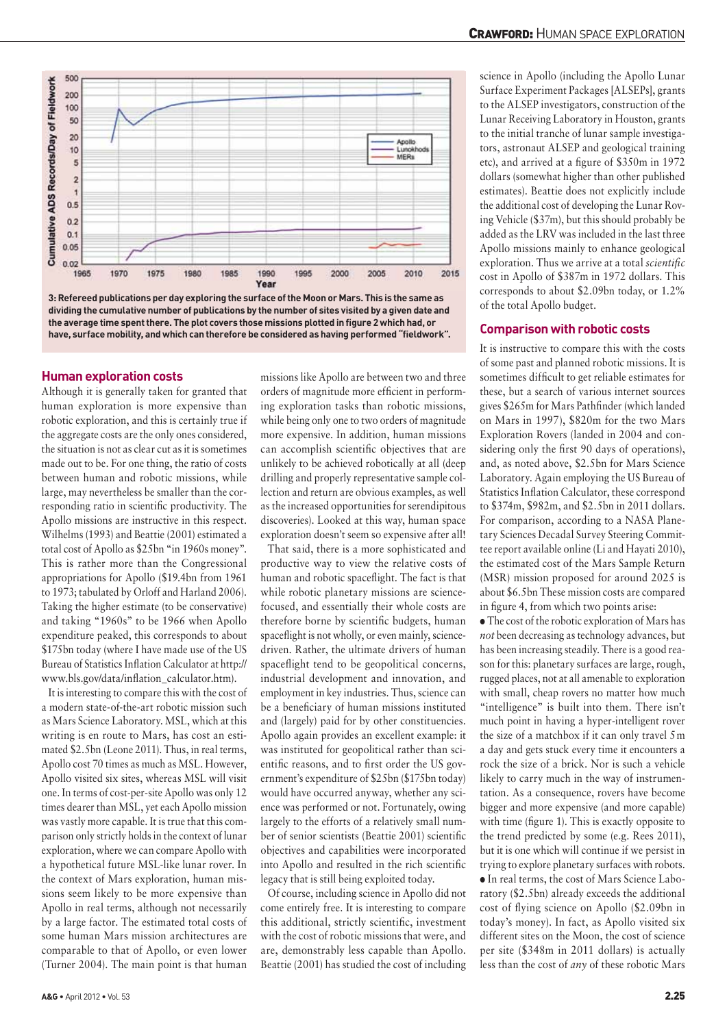3: Refereed publications per day exploring the surface of the Moon or Mars. This is the same as dividing the cumulative number of publications by the number of sites visited by a given date and the average time spent there. The plot covers those missions plotted in figure 2 which had, or have, surface mobility, and which can therefore be considered as having performed "fieldwork".

## Human exploration costs

Although it is generally taken for granted that human exploration is more expensive than robotic exploration, and this is certainly true if the aggregate costs are the only ones considered, the situation is not as clear cut as it is sometimes made out to be. For one thing, the ratio of costs between human and robotic missions, while large, may nevertheless be smaller than the corresponding ratio in scientific productivity. The Apollo missions are instructive in this respect. Wilhelms (1993) and Beattie (2001) estimated a total cost of Apollo as \$25bn "in 1960s money". This is rather more than the Congressional appropriations for Apollo (\$19.4bn from 1961 to 1973; tabulated by Orloff and Harland 2006). Taking the higher estimate (to be conservative) and taking "1960s" to be 1966 when Apollo expenditure peaked, this corresponds to about \$175bn today (where I have made use of the US Bureau of Statistics Inflation Calculator at http://www.bls.gov/data/inflation_calculator.htm).

It is interesting to compare this with the cost of a modern state-of-the-art robotic mission such as Mars Science Laboratory. MSL, which at this writing is en route to Mars, has cost an estimated \$2.5bn (Leone 2011). Thus, in real terms, Apollo cost 70 times as much as MSL. However, Apollo visited six sites, whereas MSL will visit one. In terms of cost-per-site Apollo was only 12 times dearer than MSL, yet each Apollo mission was vastly more capable. It is true that this comparison only strictly holds in the context of lunar exploration, where we can compare Apollo with a hypothetical future MSL-like lunar rover. In the context of Mars exploration, human missions seem likely to be more expensive than Apollo in real terms, although not necessarily by a large factor. The estimated total costs of some human Mars mission architectures are comparable to that of Apollo, or even lower (Turner 2004). The main point is that human missions like Apollo are between two and three orders of magnitude more efficient in performing exploration tasks than robotic missions, while being only one to two orders of magnitude more expensive. In addition, human missions can accomplish scientific objectives that are unlikely to be achieved robotically at all (deep drilling and properly representative sample collection and return are obvious examples, as well as the increased opportunities for serendipitous discoveries). Looked at this way, human space exploration doesn't seem so expensive after all!

That said, there is a more sophisticated and productive way to view the relative costs of human and robotic spaceflight. The fact is that while robotic planetary missions are science-focused, and essentially their whole costs are therefore borne by scientific budgets, human spaceflight is not wholly, or even mainly, science-driven. Rather, the ultimate drivers of human spaceflight tend to be geopolitical concerns, industrial development and innovation, and employment in key industries. Thus, science can be a beneficiary of human missions instituted and (largely) paid for by other constituencies. Apollo again provides an excellent example: it was instituted for geopolitical rather than scientific reasons, and to first order the US government's expenditure of \$25bn (\$175bn today) would have occurred anyway, whether any science was performed or not. Fortunately, owing largely to the efforts of a relatively small number of senior scientists (Beattie 2001) scientific objectives and capabilities were incorporated into Apollo and resulted in the rich scientific legacy that is still being exploited today.

Of course, including science in Apollo did not come entirely free. It is interesting to compare this additional, strictly scientific, investment with the cost of robotic missions that were, and are, demonstrably less capable than Apollo. Beattie (2001) has studied the cost of including science in Apollo (including the Apollo Lunar Surface Experiment Packages [ALSEPs], grants to the ALSEP investigators, construction of the Lunar Receiving Laboratory in Houston, grants to the initial tranche of lunar sample investigators, astronaut ALSEP and geological training etc), and arrived at a figure of \$350m in 1972 dollars (somewhat higher than other published estimates). Beattie does not explicitly include the additional cost of developing the Lunar Roving Vehicle (\$37m), but this should probably be added as the LRV was included in the last three Apollo missions mainly to enhance geological exploration. Thus we arrive at a total *scientific* cost in Apollo of \$387m in 1972 dollars. This corresponds to about \$2.09bn today, or 1.2% of the total Apollo budget.

## Comparison with robotic costs

It is instructive to compare this with the costs of some past and planned robotic missions. It is sometimes difficult to get reliable estimates for these, but a search of various internet sources gives \$265m for Mars Pathfinder (which landed on Mars in 1997), \$820m for the two Mars Exploration Rovers (landed in 2004 and considering only the first 90 days of operations), and, as noted above, \$2.5bn for Mars Science Laboratory. Again employing the US Bureau of Statistics Inflation Calculator, these correspond to \$374m, \$982m, and \$2.5bn in 2011 dollars. For comparison, according to a NASA Planetary Sciences Decadal Survey Steering Committee report available online (Li and Hayati 2010), the estimated cost of the Mars Sample Return (MSR) mission proposed for around 2025 is about \$6.5bn These mission costs are compared in figure 4, from which two points arise:

- The cost of the robotic exploration of Mars has *not* been decreasing as technology advances, but has been increasing steadily. There is a good reason for this: planetary surfaces are large, rough, rugged places, not at all amenable to exploration with small, cheap rovers no matter how much "intelligence" is built into them. There isn't much point in having a hyper-intelligent rover the size of a matchbox if it can only travel 5 m a day and gets stuck every time it encounters a rock the size of a brick. Nor is such a vehicle likely to carry much in the way of instrumentation. As a consequence, rovers have become bigger and more expensive (and more capable) with time (figure 1). This is exactly opposite to the trend predicted by some (e.g. Rees 2011), but it is one which will continue if we persist in trying to explore planetary surfaces with robots.
- In real terms, the cost of Mars Science Laboratory (\$2.5bn) already exceeds the additional cost of flying science on Apollo (\$2.09bn in today's money). In fact, as Apollo visited six different sites on the Moon, the cost of science per site (\$348m in 2011 dollars) is actually less than the cost of *any* of these robotic Mars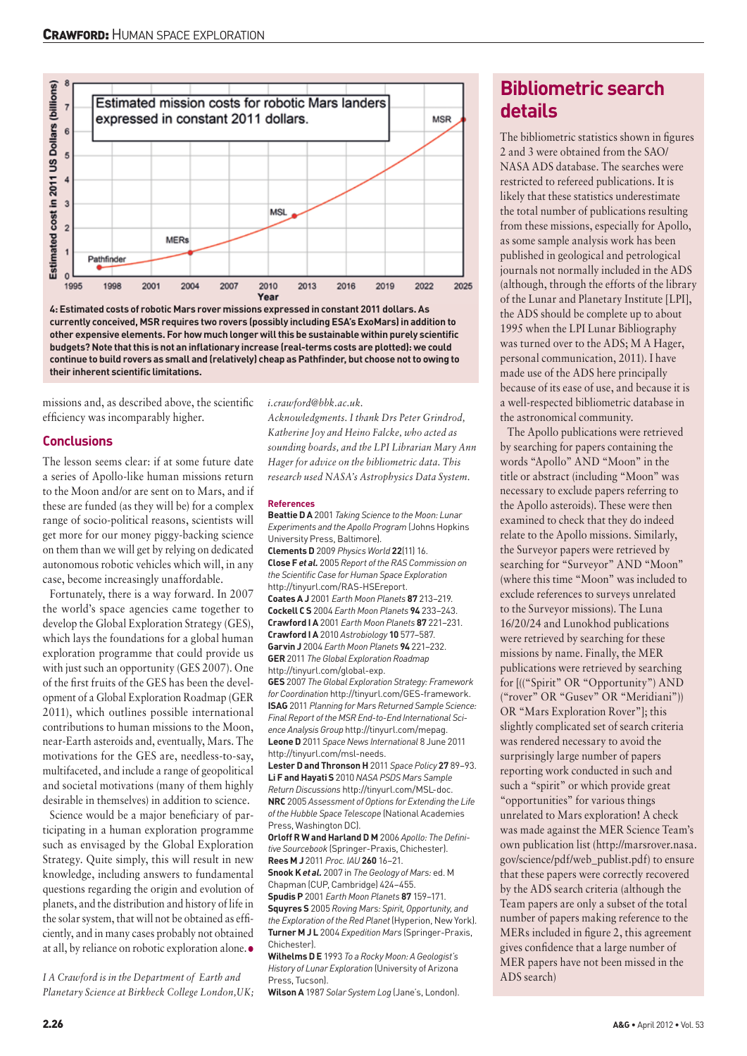Estimated mission costs for robotic Mars landers expressed in constant 2011 dollars.

Estimated cost in 2011 US Dollars (billions)

0 1 2 3 4 5 6 7 8

1995 1998 2001 2004 2007 2010 2013 2016 2019 2022 2025

Year

Pathfinder

MERs

MSL

MSR

**4: Estimated costs of robotic Mars rover missions expressed in constant 2011 dollars. As currently conceived, MSR requires two rovers (possibly including ESA's ExoMars) in addition to other expensive elements. For how much longer will this be sustainable within purely scientific budgets? Note that this is not an inflationary increase (real-terms costs are plotted): we could continue to build rovers as small and (relatively) cheap as Pathfinder, but choose not to owing to their inherent scientific limitations.**

missions and, as described above, the scientific efficiency was incomparably higher.

## Conclusions

The lesson seems clear: if at some future date a series of Apollo-like human missions return to the Moon and/or are sent on to Mars, and if these are funded (as they will be) for a complex range of socio-political reasons, scientists will get more for our money piggy-backing science on them than we will get by relying on dedicated autonomous robotic vehicles which will, in any case, become increasingly unaffordable.

Fortunately, there is a way forward. In 2007 the world's space agencies came together to develop the Global Exploration Strategy (GES), which lays the foundations for a global human exploration programme that could provide us with just such an opportunity (GES 2007). One of the first fruits of the GES has been the development of a Global Exploration Roadmap (GER 2011), which outlines possible international contributions to human missions to the Moon, near-Earth asteroids and, eventually, Mars. The motivations for the GES are, needless-to-say, multifaceted, and include a range of geopolitical and societal motivations (many of them highly desirable in themselves) in addition to science.

Science would be a major beneficiary of participating in a human exploration programme such as envisaged by the Global Exploration Strategy. Quite simply, this will result in new knowledge, including answers to fundamental questions regarding the origin and evolution of planets, and the distribution and history of life in the solar system, that will not be obtained as efficiently, and in many cases probably not obtained at all, by reliance on robotic exploration alone. ●

*I A Crawford is in the Department of Earth and Planetary Science at Birkbeck College London,UK; i.crawford@bbk.ac.uk.*

*Acknowledgments. I thank Drs Peter Grindrod, Katherine Joy and Heino Falcke, who acted as sounding boards, and the LPI Librarian Mary Ann Hager for advice on the bibliometric data. This research used NASA's Astrophysics Data System.*

### References

**Beattie D A** 2001 *Taking Science to the Moon: Lunar Experiments and the Apollo Program* (Johns Hopkins University Press, Baltimore).
**Clements D** 2009 *Physics World* **22**(11) 16.
**Close F** ***et al.*** 2005 *Report of the RAS Commission on the Scientific Case for Human Space Exploration* http://tinyurl.com/RAS-HSEreport.
**Coates A J** 2001 *Earth Moon Planets* **87** 213–219.
**Cockell C S** 2004 *Earth Moon Planets* **94** 233–243.
**Crawford I A** 2001 *Earth Moon Planets* **87** 221–231.
**Crawford I A** 2010 *Astrobiology* **10** 577–587.
**Garvin J** 2004 *Earth Moon Planets* **94** 221–232.
**GER** 2011 *The Global Exploration Roadmap* http://tinyurl.com/global-exp.
**GES** 2007 *The Global Exploration Strategy: Framework for Coordination* http://tinyurl.com/GES-framework.
**ISAG** 2011 *Planning for Mars Returned Sample Science: Final Report of the MSR End-to-End International Science Analysis Group* http://tinyurl.com/mepag.
**Leone D** 2011 *Space News International* 8 June 2011 http://tinyurl.com/msl-needs.
**Lester D and Thronson H** 2011 *Space Policy* **27** 89–93.
**Li F and Hayati S** 2010 *NASA PSDS Mars Sample Return Discussions* http://tinyurl.com/MSL-doc.
**NRC** 2005 *Assessment of Options for Extending the Life of the Hubble Space Telescope* (National Academies Press, Washington DC).
**Orloff R W and Harland D M** 2006 *Apollo: The Definitive Sourcebook* (Springer-Praxis, Chichester).
**Rees M J** 2011 *Proc. IAU* **260** 16–21.
**Snook K** ***et al.*** 2007 in *The Geology of Mars*: ed. M Chapman (CUP, Cambridge) 424–455.
**Spudis P** 2001 *Earth Moon Planets* **87** 159–171.
**Squyres S** 2005 *Roving Mars: Spirit, Opportunity, and the Exploration of the Red Planet* (Hyperion, New York).
**Turner M J L** 2004 *Expedition Mars* (Springer-Praxis, Chichester).
**Wilhelms D E** 1993 *To a Rocky Moon: A Geologist's History of Lunar Exploration* (University of Arizona Press, Tucson).
**Wilson A** 1987 *Solar System Log* (Jane's, London).

## Bibliometric search details

The bibliometric statistics shown in figures 2 and 3 were obtained from the SAO/NASA ADS database. The searches were restricted to refereed publications. It is likely that these statistics underestimate the total number of publications resulting from these missions, especially for Apollo, as some sample analysis work has been published in geological and petrological journals not normally included in the ADS (although, through the efforts of the library of the Lunar and Planetary Institute [LPI], the ADS should be complete up to about 1995 when the LPI Lunar Bibliography was turned over to the ADS; M A Hager, personal communication, 2011). I have made use of the ADS here principally because of its ease of use, and because it is a well-respected bibliometric database in the astronomical community.

The Apollo publications were retrieved by searching for papers containing the words "Apollo" AND "Moon" in the title or abstract (including "Moon" was necessary to exclude papers referring to the Apollo asteroids). These were then examined to check that they do indeed relate to the Apollo missions. Similarly, the Surveyor papers were retrieved by searching for "Surveyor" AND "Moon" (where this time "Moon" was included to exclude references to surveys unrelated to the Surveyor missions). The Luna 16/20/24 and Lunokhod publications were retrieved by searching for these missions by name. Finally, the MER publications were retrieved by searching for [(("Spirit" OR "Opportunity") AND ("rover" OR "Gusev" OR "Meridiani")) OR "Mars Exploration Rover"]; this slightly complicated set of search criteria was rendered necessary to avoid the surprisingly large number of papers reporting work conducted in such and such a "spirit" or which provide great "opportunities" for various things unrelated to Mars exploration! A check was made against the MER Science Team's own publication list (http://marsrover.nasa.gov/science/pdf/web_publist.pdf) to ensure that these papers were correctly recovered by the ADS search criteria (although the Team papers are only a subset of the total number of papers making reference to the MERs included in figure 2, this agreement gives confidence that a large number of MER papers have not been missed in the ADS search)